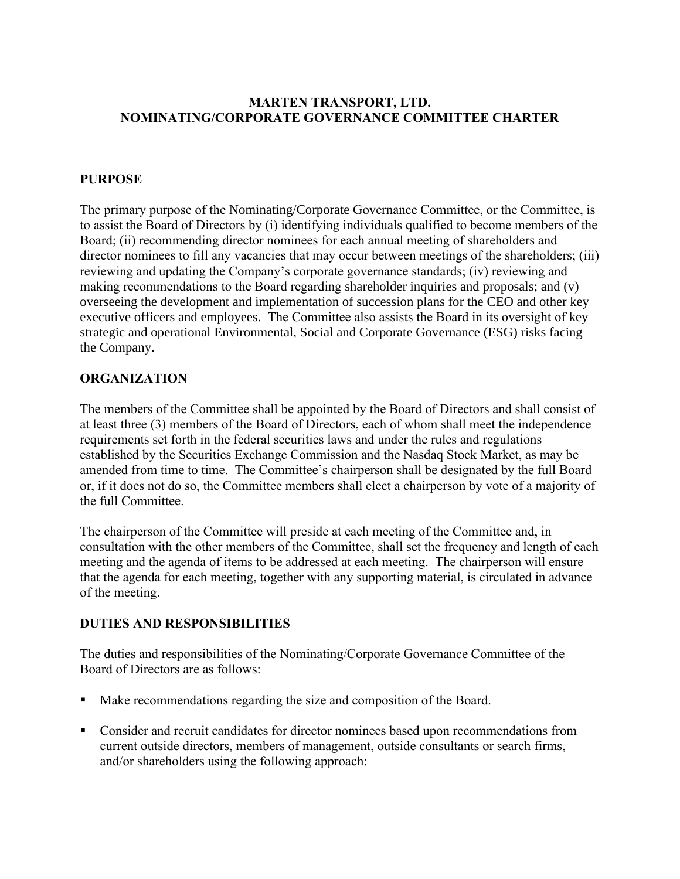# MARTEN TRANSPORT, LTD.
# NOMINATING/CORPORATE GOVERNANCE COMMITTEE CHARTER

## PURPOSE

The primary purpose of the Nominating/Corporate Governance Committee, or the Committee, is to assist the Board of Directors by (i) identifying individuals qualified to become members of the Board; (ii) recommending director nominees for each annual meeting of shareholders and director nominees to fill any vacancies that may occur between meetings of the shareholders; (iii) reviewing and updating the Company's corporate governance standards; (iv) reviewing and making recommendations to the Board regarding shareholder inquiries and proposals; and (v) overseeing the development and implementation of succession plans for the CEO and other key executive officers and employees. The Committee also assists the Board in its oversight of key strategic and operational Environmental, Social and Corporate Governance (ESG) risks facing the Company.

## ORGANIZATION

The members of the Committee shall be appointed by the Board of Directors and shall consist of at least three (3) members of the Board of Directors, each of whom shall meet the independence requirements set forth in the federal securities laws and under the rules and regulations established by the Securities Exchange Commission and the Nasdaq Stock Market, as may be amended from time to time. The Committee's chairperson shall be designated by the full Board or, if it does not do so, the Committee members shall elect a chairperson by vote of a majority of the full Committee.

The chairperson of the Committee will preside at each meeting of the Committee and, in consultation with the other members of the Committee, shall set the frequency and length of each meeting and the agenda of items to be addressed at each meeting. The chairperson will ensure that the agenda for each meeting, together with any supporting material, is circulated in advance of the meeting.

## DUTIES AND RESPONSIBILITIES

The duties and responsibilities of the Nominating/Corporate Governance Committee of the Board of Directors are as follows:

- Make recommendations regarding the size and composition of the Board.
- Consider and recruit candidates for director nominees based upon recommendations from current outside directors, members of management, outside consultants or search firms, and/or shareholders using the following approach: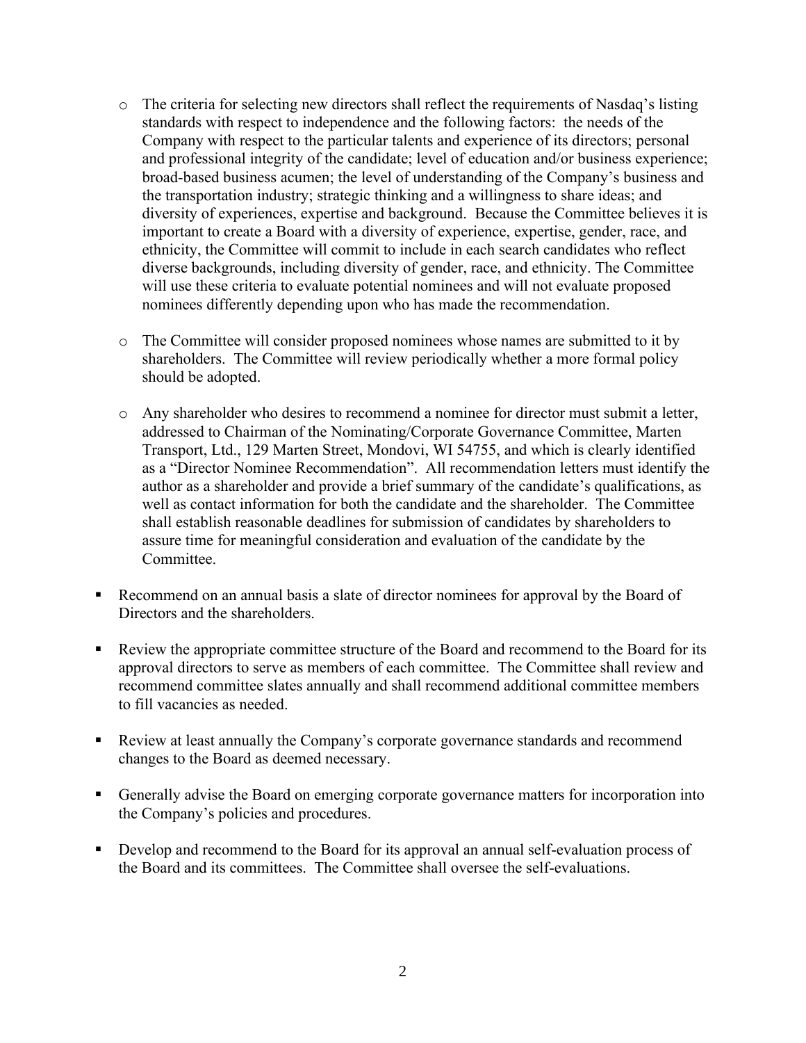- The criteria for selecting new directors shall reflect the requirements of Nasdaq's listing standards with respect to independence and the following factors: the needs of the Company with respect to the particular talents and experience of its directors; personal and professional integrity of the candidate; level of education and/or business experience; broad-based business acumen; the level of understanding of the Company's business and the transportation industry; strategic thinking and a willingness to share ideas; and diversity of experiences, expertise and background. Because the Committee believes it is important to create a Board with a diversity of experience, expertise, gender, race, and ethnicity, the Committee will commit to include in each search candidates who reflect diverse backgrounds, including diversity of gender, race, and ethnicity. The Committee will use these criteria to evaluate potential nominees and will not evaluate proposed nominees differently depending upon who has made the recommendation.

  - The Committee will consider proposed nominees whose names are submitted to it by shareholders. The Committee will review periodically whether a more formal policy should be adopted.

  - Any shareholder who desires to recommend a nominee for director must submit a letter, addressed to Chairman of the Nominating/Corporate Governance Committee, Marten Transport, Ltd., 129 Marten Street, Mondovi, WI 54755, and which is clearly identified as a "Director Nominee Recommendation". All recommendation letters must identify the author as a shareholder and provide a brief summary of the candidate's qualifications, as well as contact information for both the candidate and the shareholder. The Committee shall establish reasonable deadlines for submission of candidates by shareholders to assure time for meaningful consideration and evaluation of the candidate by the Committee.

- Recommend on an annual basis a slate of director nominees for approval by the Board of Directors and the shareholders.

- Review the appropriate committee structure of the Board and recommend to the Board for its approval directors to serve as members of each committee. The Committee shall review and recommend committee slates annually and shall recommend additional committee members to fill vacancies as needed.

- Review at least annually the Company's corporate governance standards and recommend changes to the Board as deemed necessary.

- Generally advise the Board on emerging corporate governance matters for incorporation into the Company's policies and procedures.

- Develop and recommend to the Board for its approval an annual self-evaluation process of the Board and its committees. The Committee shall oversee the self-evaluations.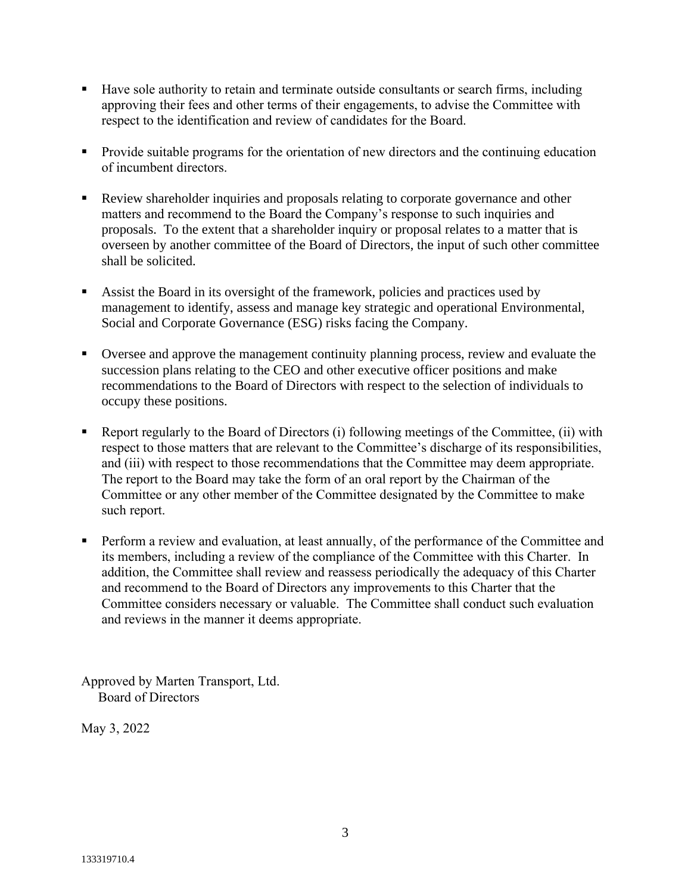- Have sole authority to retain and terminate outside consultants or search firms, including approving their fees and other terms of their engagements, to advise the Committee with respect to the identification and review of candidates for the Board.

- Provide suitable programs for the orientation of new directors and the continuing education of incumbent directors.

- Review shareholder inquiries and proposals relating to corporate governance and other matters and recommend to the Board the Company's response to such inquiries and proposals. To the extent that a shareholder inquiry or proposal relates to a matter that is overseen by another committee of the Board of Directors, the input of such other committee shall be solicited.

- Assist the Board in its oversight of the framework, policies and practices used by management to identify, assess and manage key strategic and operational Environmental, Social and Corporate Governance (ESG) risks facing the Company.

- Oversee and approve the management continuity planning process, review and evaluate the succession plans relating to the CEO and other executive officer positions and make recommendations to the Board of Directors with respect to the selection of individuals to occupy these positions.

- Report regularly to the Board of Directors (i) following meetings of the Committee, (ii) with respect to those matters that are relevant to the Committee's discharge of its responsibilities, and (iii) with respect to those recommendations that the Committee may deem appropriate. The report to the Board may take the form of an oral report by the Chairman of the Committee or any other member of the Committee designated by the Committee to make such report.

- Perform a review and evaluation, at least annually, of the performance of the Committee and its members, including a review of the compliance of the Committee with this Charter. In addition, the Committee shall review and reassess periodically the adequacy of this Charter and recommend to the Board of Directors any improvements to this Charter that the Committee considers necessary or valuable. The Committee shall conduct such evaluation and reviews in the manner it deems appropriate.

Approved by Marten Transport, Ltd.
Board of Directors

May 3, 2022

133319710.4